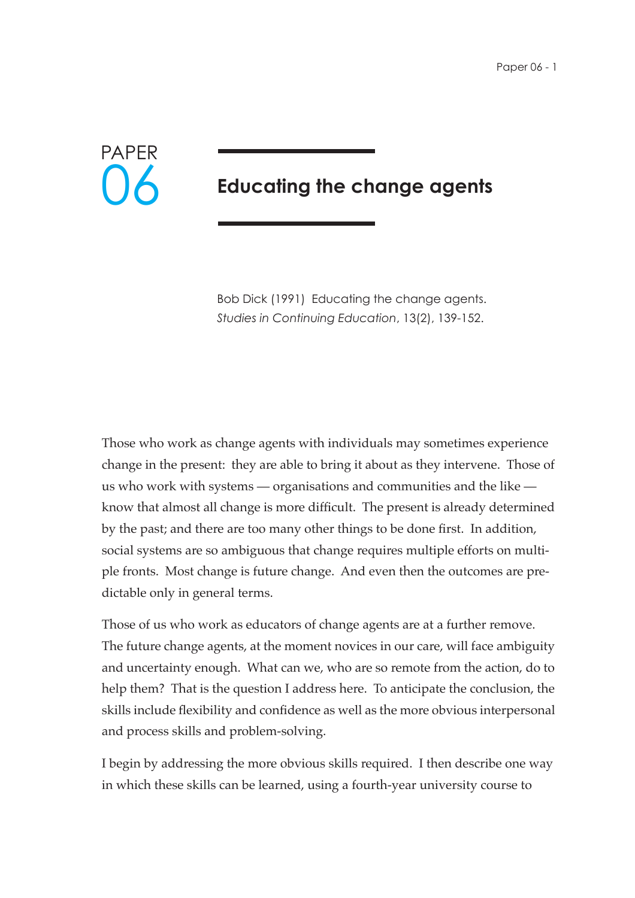# PAPER 06

# Educating the change agents

Bob Dick (1991) Educating the change agents. *Studies in Continuing Education*, 13(2), 139-152.

Those who work as change agents with individuals may sometimes experience change in the present: they are able to bring it about as they intervene. Those of us who work with systems — organisations and communities and the like — know that almost all change is more difficult. The present is already determined by the past; and there are too many other things to be done first. In addition, social systems are so ambiguous that change requires multiple efforts on multiple fronts. Most change is future change. And even then the outcomes are predictable only in general terms.

Those of us who work as educators of change agents are at a further remove. The future change agents, at the moment novices in our care, will face ambiguity and uncertainty enough. What can we, who are so remote from the action, do to help them? That is the question I address here. To anticipate the conclusion, the skills include flexibility and confidence as well as the more obvious interpersonal and process skills and problem-solving.

I begin by addressing the more obvious skills required. I then describe one way in which these skills can be learned, using a fourth-year university course to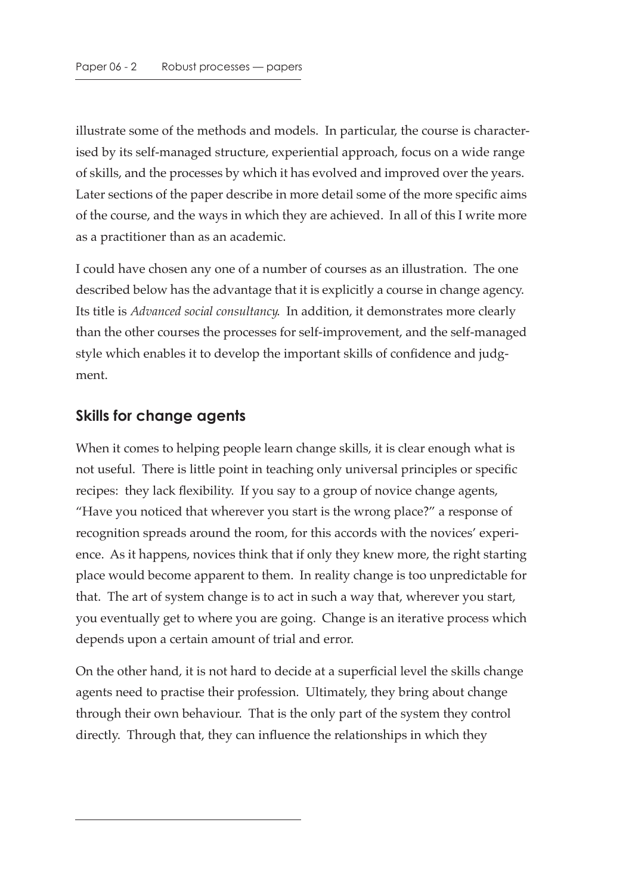illustrate some of the methods and models. In particular, the course is characterised by its self-managed structure, experiential approach, focus on a wide range of skills, and the processes by which it has evolved and improved over the years. Later sections of the paper describe in more detail some of the more specific aims of the course, and the ways in which they are achieved. In all of this I write more as a practitioner than as an academic.

I could have chosen any one of a number of courses as an illustration. The one described below has the advantage that it is explicitly a course in change agency. Its title is *Advanced social consultancy*. In addition, it demonstrates more clearly than the other courses the processes for self-improvement, and the self-managed style which enables it to develop the important skills of confidence and judgment.

## Skills for change agents

When it comes to helping people learn change skills, it is clear enough what is not useful. There is little point in teaching only universal principles or specific recipes: they lack flexibility. If you say to a group of novice change agents, "Have you noticed that wherever you start is the wrong place?" a response of recognition spreads around the room, for this accords with the novices' experience. As it happens, novices think that if only they knew more, the right starting place would become apparent to them. In reality change is too unpredictable for that. The art of system change is to act in such a way that, wherever you start, you eventually get to where you are going. Change is an iterative process which depends upon a certain amount of trial and error.

On the other hand, it is not hard to decide at a superficial level the skills change agents need to practise their profession. Ultimately, they bring about change through their own behaviour. That is the only part of the system they control directly. Through that, they can influence the relationships in which they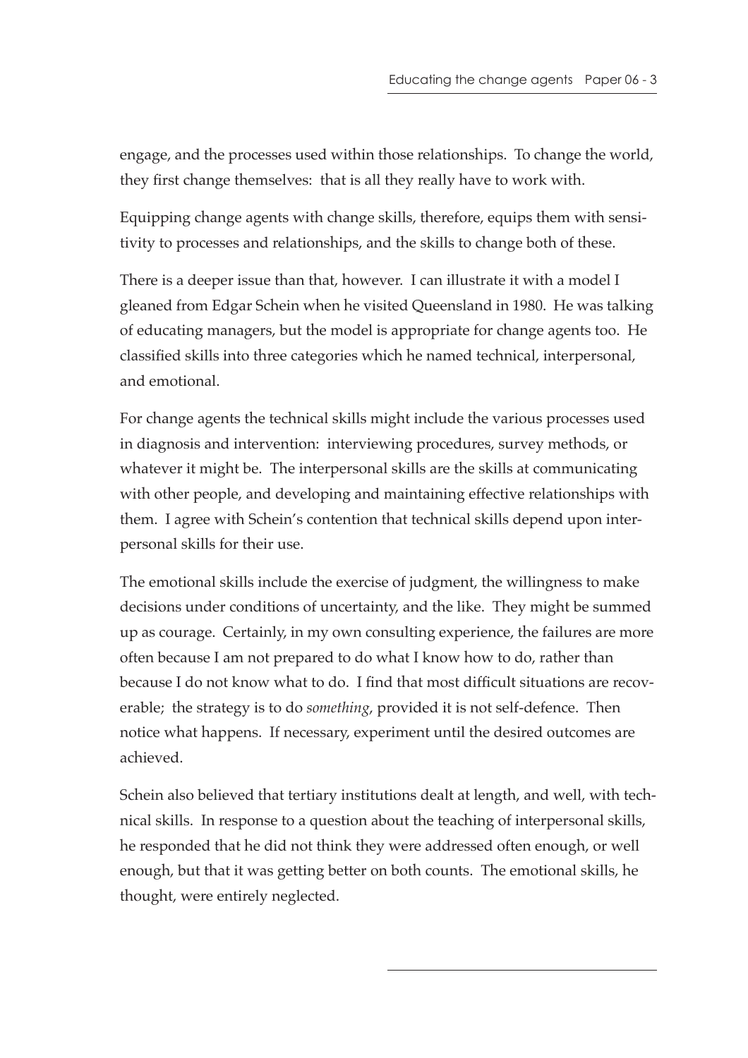engage, and the processes used within those relationships. To change the world, they first change themselves: that is all they really have to work with.

Equipping change agents with change skills, therefore, equips them with sensitivity to processes and relationships, and the skills to change both of these.

There is a deeper issue than that, however. I can illustrate it with a model I gleaned from Edgar Schein when he visited Queensland in 1980. He was talking of educating managers, but the model is appropriate for change agents too. He classified skills into three categories which he named technical, interpersonal, and emotional.

For change agents the technical skills might include the various processes used in diagnosis and intervention: interviewing procedures, survey methods, or whatever it might be. The interpersonal skills are the skills at communicating with other people, and developing and maintaining effective relationships with them. I agree with Schein's contention that technical skills depend upon interpersonal skills for their use.

The emotional skills include the exercise of judgment, the willingness to make decisions under conditions of uncertainty, and the like. They might be summed up as courage. Certainly, in my own consulting experience, the failures are more often because I am not prepared to do what I know how to do, rather than because I do not know what to do. I find that most difficult situations are recoverable; the strategy is to do *something*, provided it is not self-defence. Then notice what happens. If necessary, experiment until the desired outcomes are achieved.

Schein also believed that tertiary institutions dealt at length, and well, with technical skills. In response to a question about the teaching of interpersonal skills, he responded that he did not think they were addressed often enough, or well enough, but that it was getting better on both counts. The emotional skills, he thought, were entirely neglected.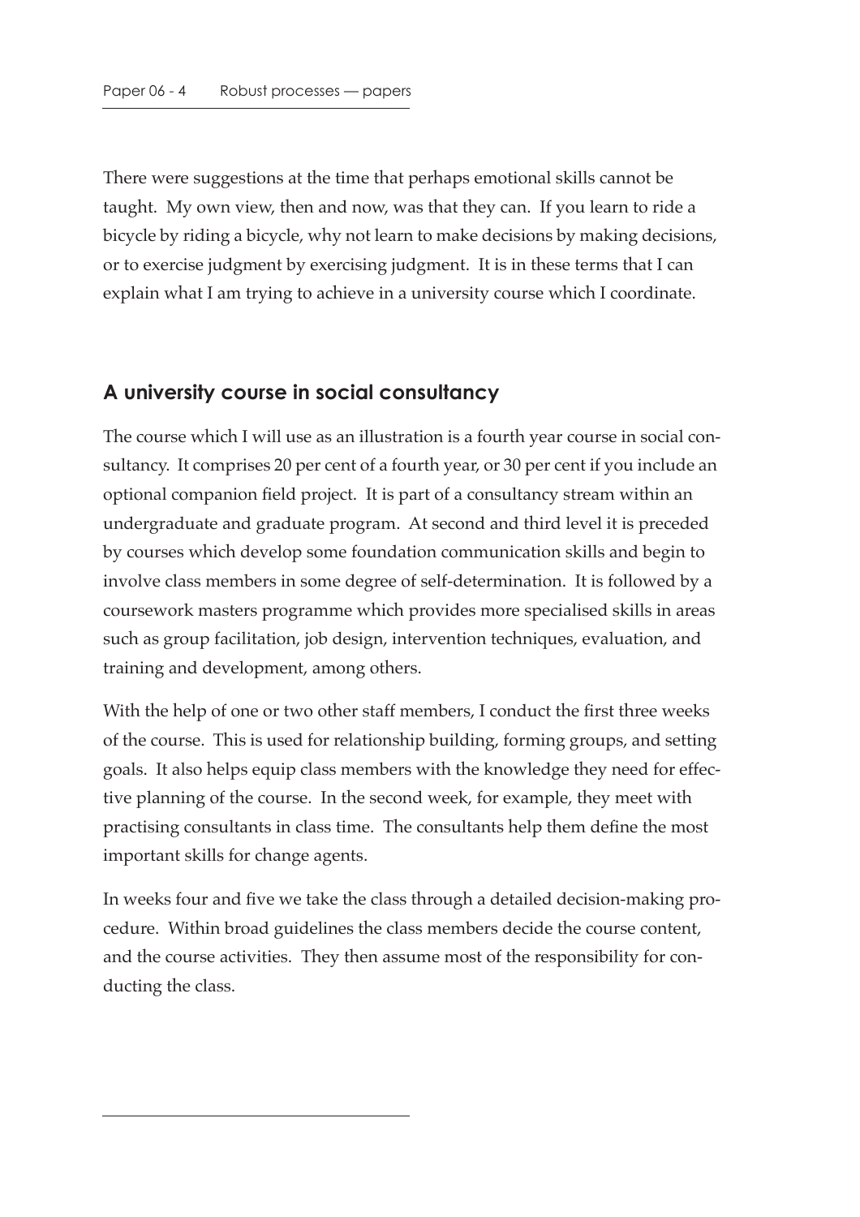There were suggestions at the time that perhaps emotional skills cannot be taught. My own view, then and now, was that they can. If you learn to ride a bicycle by riding a bicycle, why not learn to make decisions by making decisions, or to exercise judgment by exercising judgment. It is in these terms that I can explain what I am trying to achieve in a university course which I coordinate.

## A university course in social consultancy

The course which I will use as an illustration is a fourth year course in social consultancy. It comprises 20 per cent of a fourth year, or 30 per cent if you include an optional companion field project. It is part of a consultancy stream within an undergraduate and graduate program. At second and third level it is preceded by courses which develop some foundation communication skills and begin to involve class members in some degree of self-determination. It is followed by a coursework masters programme which provides more specialised skills in areas such as group facilitation, job design, intervention techniques, evaluation, and training and development, among others.

With the help of one or two other staff members, I conduct the first three weeks of the course. This is used for relationship building, forming groups, and setting goals. It also helps equip class members with the knowledge they need for effective planning of the course. In the second week, for example, they meet with practising consultants in class time. The consultants help them define the most important skills for change agents.

In weeks four and five we take the class through a detailed decision-making procedure. Within broad guidelines the class members decide the course content, and the course activities. They then assume most of the responsibility for conducting the class.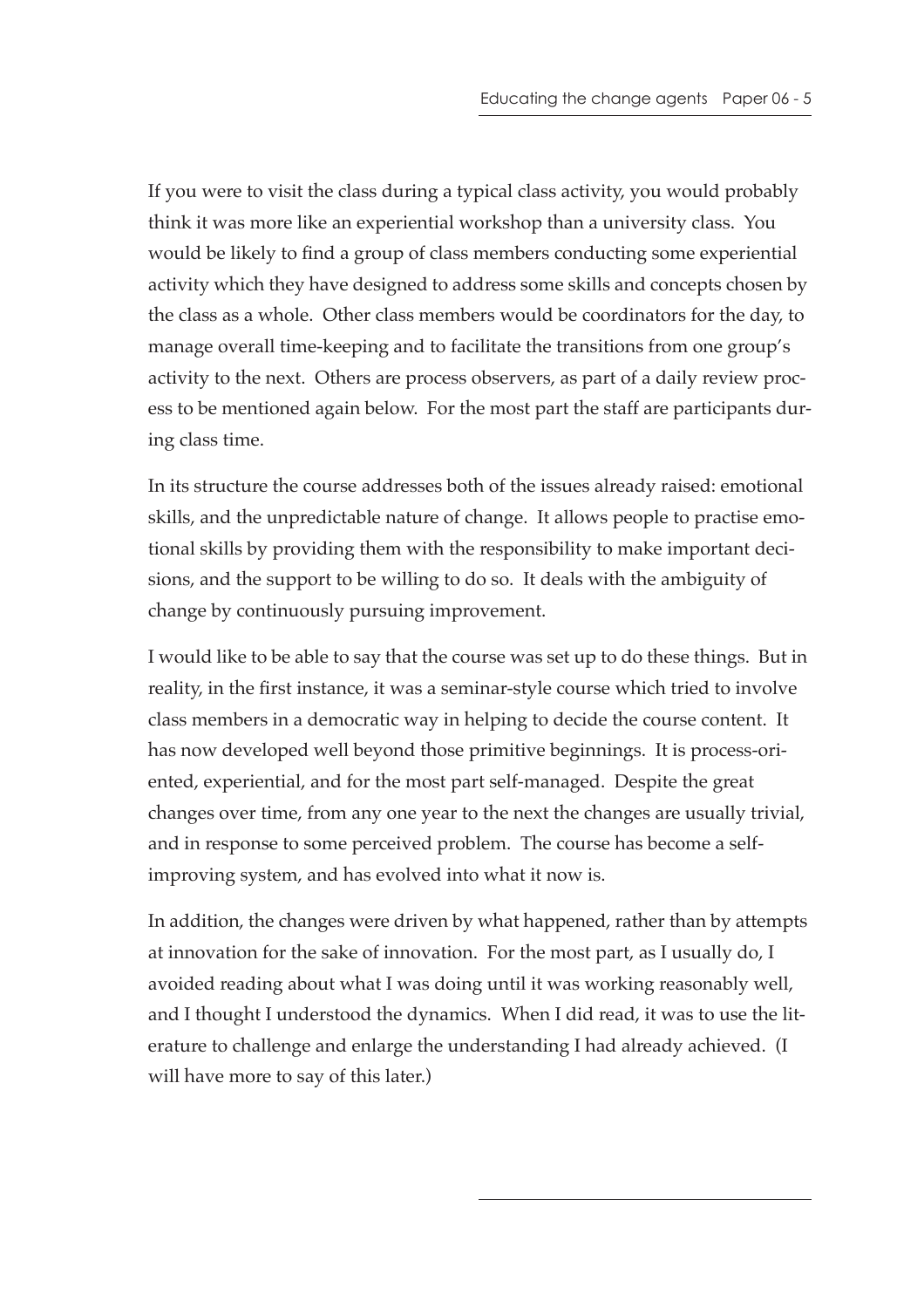If you were to visit the class during a typical class activity, you would probably think it was more like an experiential workshop than a university class. You would be likely to find a group of class members conducting some experiential activity which they have designed to address some skills and concepts chosen by the class as a whole. Other class members would be coordinators for the day, to manage overall time-keeping and to facilitate the transitions from one group's activity to the next. Others are process observers, as part of a daily review process to be mentioned again below. For the most part the staff are participants during class time.

In its structure the course addresses both of the issues already raised: emotional skills, and the unpredictable nature of change. It allows people to practise emotional skills by providing them with the responsibility to make important decisions, and the support to be willing to do so. It deals with the ambiguity of change by continuously pursuing improvement.

I would like to be able to say that the course was set up to do these things. But in reality, in the first instance, it was a seminar-style course which tried to involve class members in a democratic way in helping to decide the course content. It has now developed well beyond those primitive beginnings. It is process-oriented, experiential, and for the most part self-managed. Despite the great changes over time, from any one year to the next the changes are usually trivial, and in response to some perceived problem. The course has become a self-improving system, and has evolved into what it now is.

In addition, the changes were driven by what happened, rather than by attempts at innovation for the sake of innovation. For the most part, as I usually do, I avoided reading about what I was doing until it was working reasonably well, and I thought I understood the dynamics. When I did read, it was to use the literature to challenge and enlarge the understanding I had already achieved. (I will have more to say of this later.)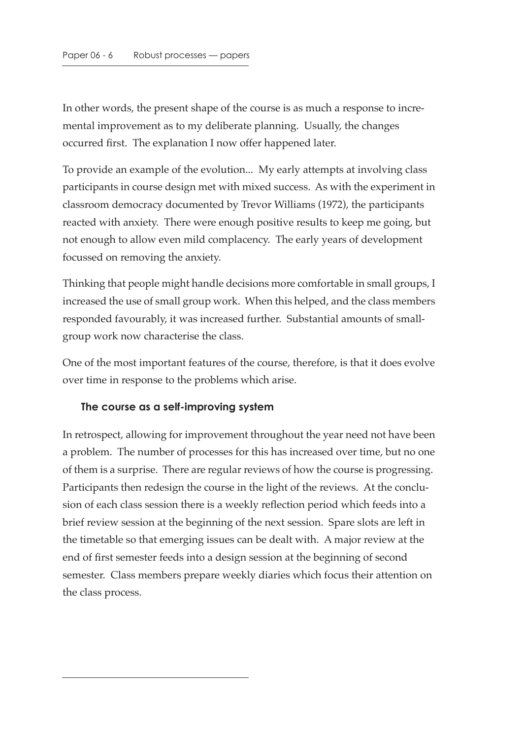In other words, the present shape of the course is as much a response to incremental improvement as to my deliberate planning. Usually, the changes occurred first. The explanation I now offer happened later.

To provide an example of the evolution... My early attempts at involving class participants in course design met with mixed success. As with the experiment in classroom democracy documented by Trevor Williams (1972), the participants reacted with anxiety. There were enough positive results to keep me going, but not enough to allow even mild complacency. The early years of development focussed on removing the anxiety.

Thinking that people might handle decisions more comfortable in small groups, I increased the use of small group work. When this helped, and the class members responded favourably, it was increased further. Substantial amounts of small-group work now characterise the class.

One of the most important features of the course, therefore, is that it does evolve over time in response to the problems which arise.

### The course as a self-improving system

In retrospect, allowing for improvement throughout the year need not have been a problem. The number of processes for this has increased over time, but no one of them is a surprise. There are regular reviews of how the course is progressing. Participants then redesign the course in the light of the reviews. At the conclusion of each class session there is a weekly reflection period which feeds into a brief review session at the beginning of the next session. Spare slots are left in the timetable so that emerging issues can be dealt with. A major review at the end of first semester feeds into a design session at the beginning of second semester. Class members prepare weekly diaries which focus their attention on the class process.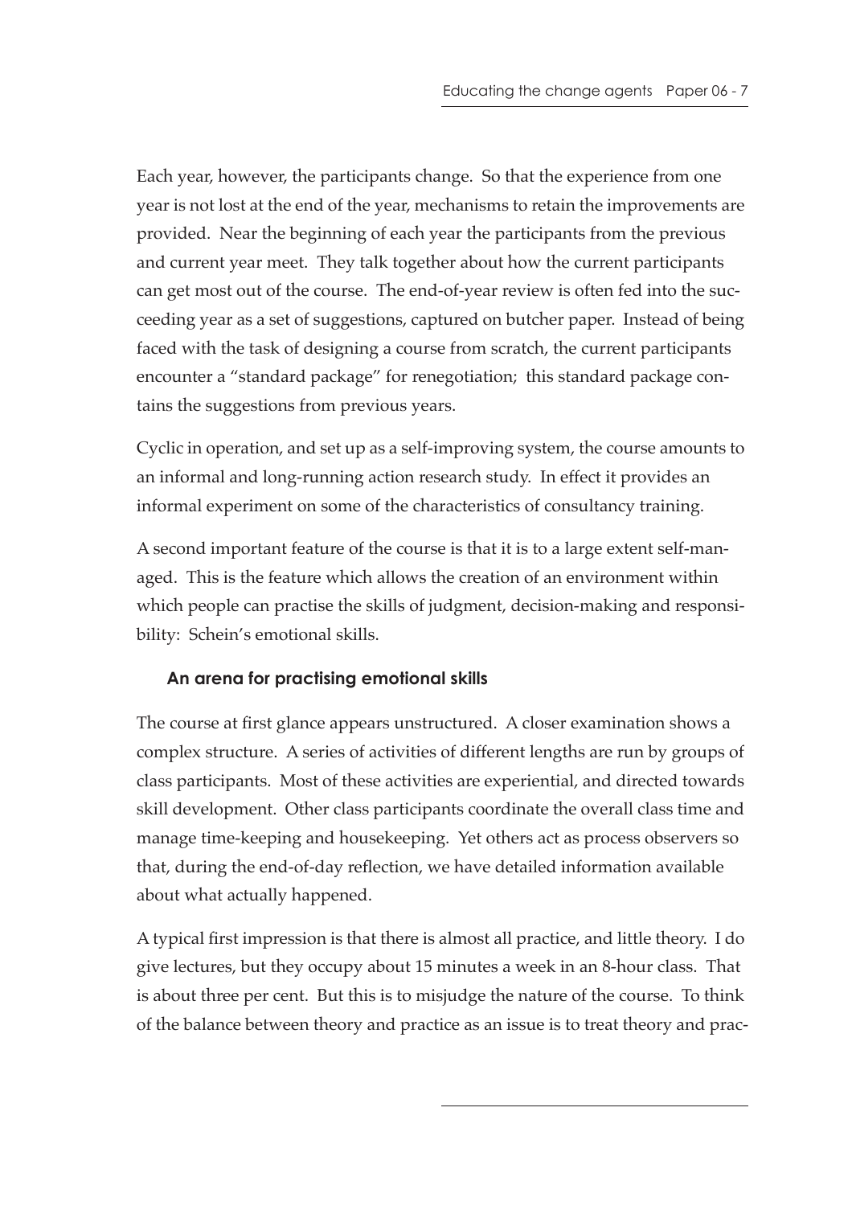Each year, however, the participants change. So that the experience from one year is not lost at the end of the year, mechanisms to retain the improvements are provided. Near the beginning of each year the participants from the previous and current year meet. They talk together about how the current participants can get most out of the course. The end-of-year review is often fed into the succeeding year as a set of suggestions, captured on butcher paper. Instead of being faced with the task of designing a course from scratch, the current participants encounter a "standard package" for renegotiation; this standard package contains the suggestions from previous years.

Cyclic in operation, and set up as a self-improving system, the course amounts to an informal and long-running action research study. In effect it provides an informal experiment on some of the characteristics of consultancy training.

A second important feature of the course is that it is to a large extent self-managed. This is the feature which allows the creation of an environment within which people can practise the skills of judgment, decision-making and responsibility: Schein's emotional skills.

### An arena for practising emotional skills

The course at first glance appears unstructured. A closer examination shows a complex structure. A series of activities of different lengths are run by groups of class participants. Most of these activities are experiential, and directed towards skill development. Other class participants coordinate the overall class time and manage time-keeping and housekeeping. Yet others act as process observers so that, during the end-of-day reflection, we have detailed information available about what actually happened.

A typical first impression is that there is almost all practice, and little theory. I do give lectures, but they occupy about 15 minutes a week in an 8-hour class. That is about three per cent. But this is to misjudge the nature of the course. To think of the balance between theory and practice as an issue is to treat theory and prac-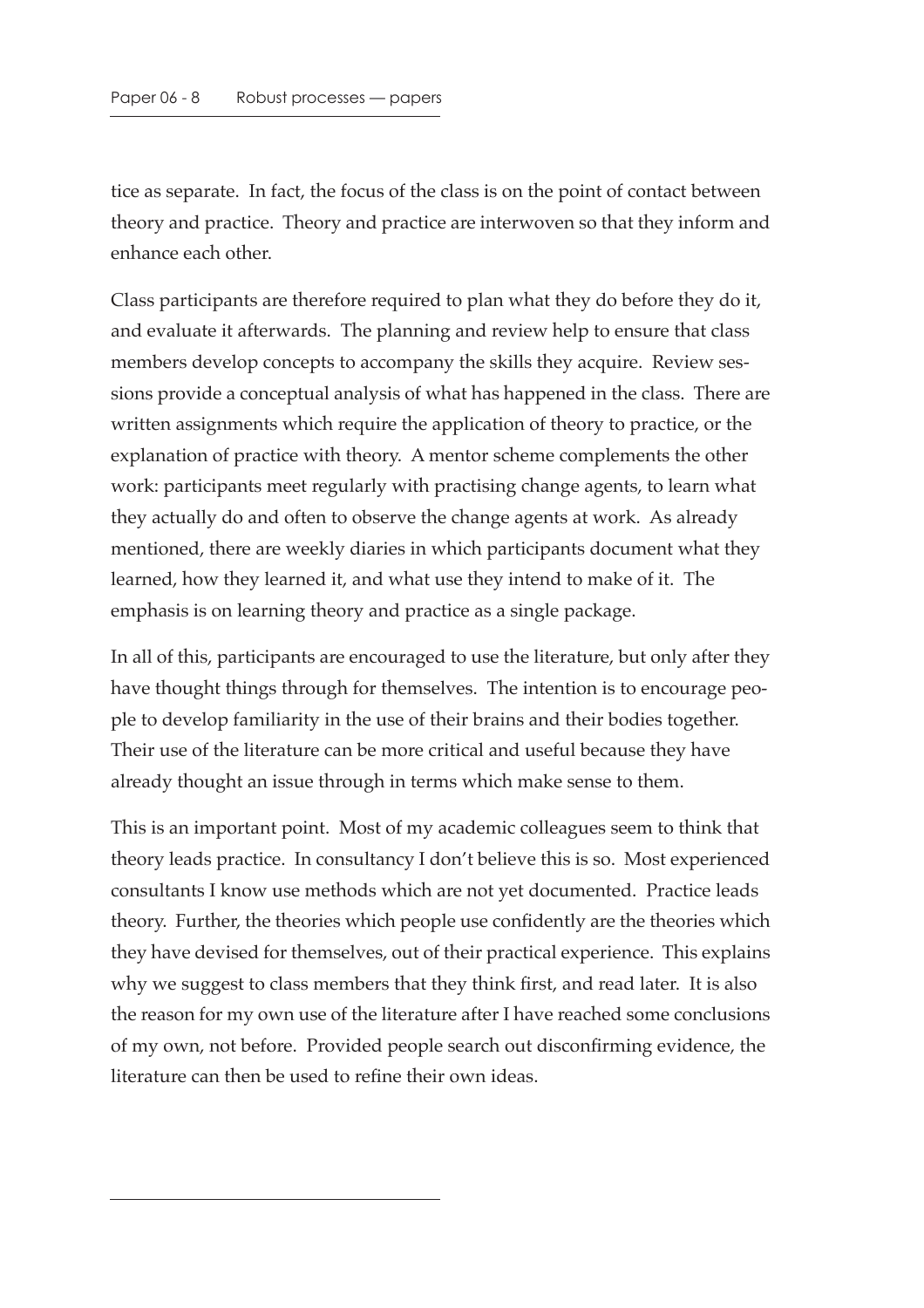tice as separate. In fact, the focus of the class is on the point of contact between theory and practice. Theory and practice are interwoven so that they inform and enhance each other.

Class participants are therefore required to plan what they do before they do it, and evaluate it afterwards. The planning and review help to ensure that class members develop concepts to accompany the skills they acquire. Review sessions provide a conceptual analysis of what has happened in the class. There are written assignments which require the application of theory to practice, or the explanation of practice with theory. A mentor scheme complements the other work: participants meet regularly with practising change agents, to learn what they actually do and often to observe the change agents at work. As already mentioned, there are weekly diaries in which participants document what they learned, how they learned it, and what use they intend to make of it. The emphasis is on learning theory and practice as a single package.

In all of this, participants are encouraged to use the literature, but only after they have thought things through for themselves. The intention is to encourage people to develop familiarity in the use of their brains and their bodies together. Their use of the literature can be more critical and useful because they have already thought an issue through in terms which make sense to them.

This is an important point. Most of my academic colleagues seem to think that theory leads practice. In consultancy I don't believe this is so. Most experienced consultants I know use methods which are not yet documented. Practice leads theory. Further, the theories which people use confidently are the theories which they have devised for themselves, out of their practical experience. This explains why we suggest to class members that they think first, and read later. It is also the reason for my own use of the literature after I have reached some conclusions of my own, not before. Provided people search out disconfirming evidence, the literature can then be used to refine their own ideas.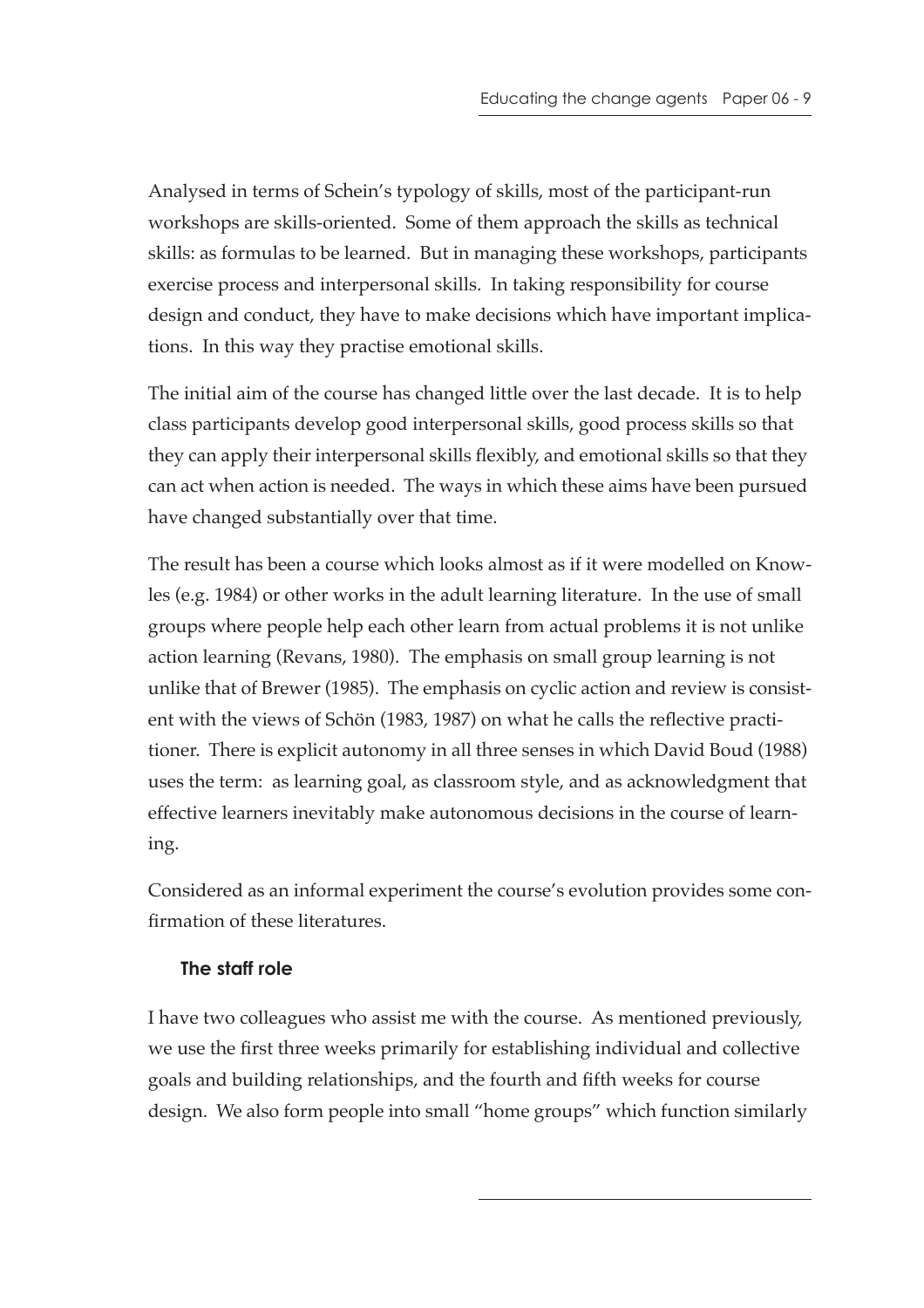Analysed in terms of Schein's typology of skills, most of the participant-run workshops are skills-oriented. Some of them approach the skills as technical skills: as formulas to be learned. But in managing these workshops, participants exercise process and interpersonal skills. In taking responsibility for course design and conduct, they have to make decisions which have important implications. In this way they practise emotional skills.

The initial aim of the course has changed little over the last decade. It is to help class participants develop good interpersonal skills, good process skills so that they can apply their interpersonal skills flexibly, and emotional skills so that they can act when action is needed. The ways in which these aims have been pursued have changed substantially over that time.

The result has been a course which looks almost as if it were modelled on Knowles (e.g. 1984) or other works in the adult learning literature. In the use of small groups where people help each other learn from actual problems it is not unlike action learning (Revans, 1980). The emphasis on small group learning is not unlike that of Brewer (1985). The emphasis on cyclic action and review is consistent with the views of Schön (1983, 1987) on what he calls the reflective practitioner. There is explicit autonomy in all three senses in which David Boud (1988) uses the term: as learning goal, as classroom style, and as acknowledgment that effective learners inevitably make autonomous decisions in the course of learning.

Considered as an informal experiment the course's evolution provides some confirmation of these literatures.

### The staff role

I have two colleagues who assist me with the course. As mentioned previously, we use the first three weeks primarily for establishing individual and collective goals and building relationships, and the fourth and fifth weeks for course design. We also form people into small "home groups" which function similarly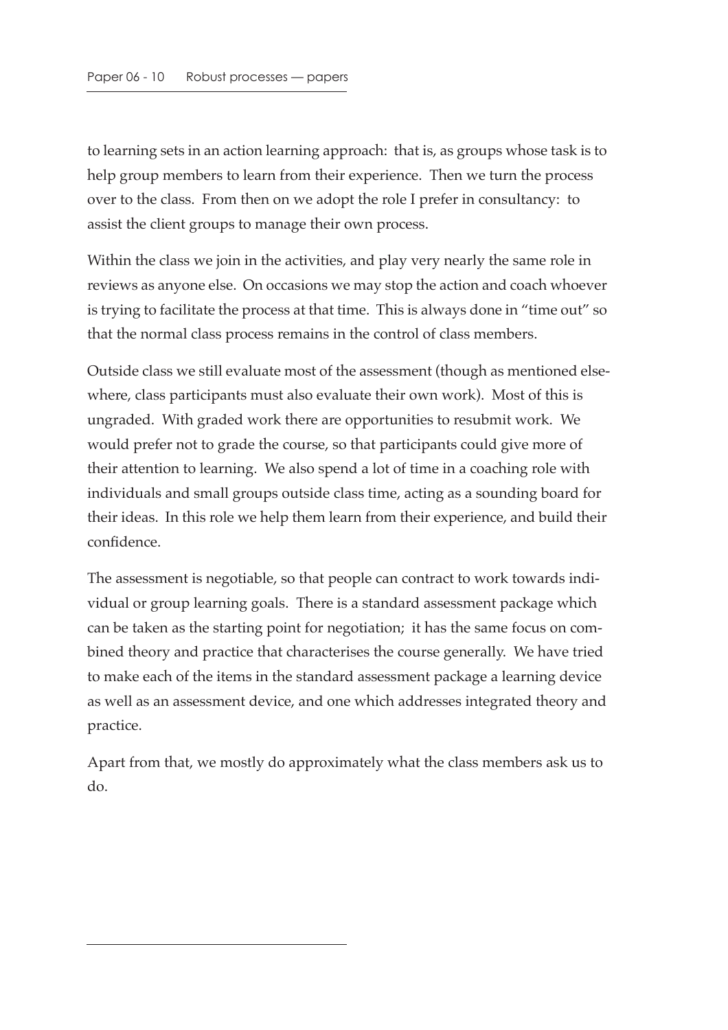to learning sets in an action learning approach: that is, as groups whose task is to help group members to learn from their experience. Then we turn the process over to the class. From then on we adopt the role I prefer in consultancy: to assist the client groups to manage their own process.

Within the class we join in the activities, and play very nearly the same role in reviews as anyone else. On occasions we may stop the action and coach whoever is trying to facilitate the process at that time. This is always done in "time out" so that the normal class process remains in the control of class members.

Outside class we still evaluate most of the assessment (though as mentioned elsewhere, class participants must also evaluate their own work). Most of this is ungraded. With graded work there are opportunities to resubmit work. We would prefer not to grade the course, so that participants could give more of their attention to learning. We also spend a lot of time in a coaching role with individuals and small groups outside class time, acting as a sounding board for their ideas. In this role we help them learn from their experience, and build their confidence.

The assessment is negotiable, so that people can contract to work towards individual or group learning goals. There is a standard assessment package which can be taken as the starting point for negotiation; it has the same focus on combined theory and practice that characterises the course generally. We have tried to make each of the items in the standard assessment package a learning device as well as an assessment device, and one which addresses integrated theory and practice.

Apart from that, we mostly do approximately what the class members ask us to do.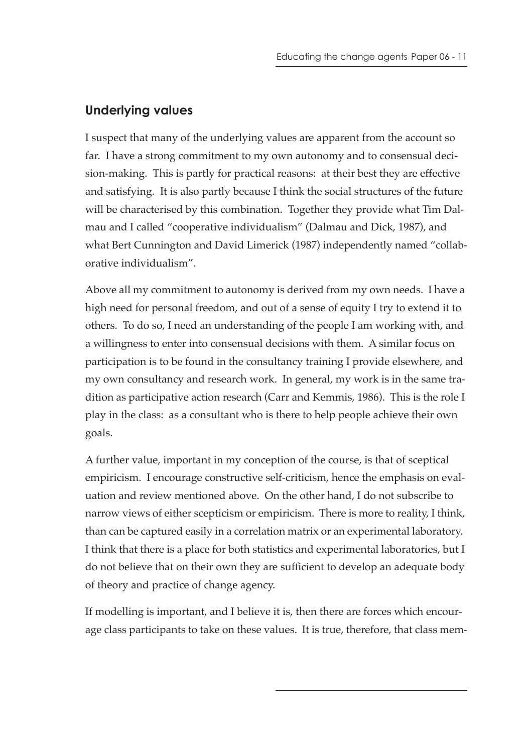## Underlying values

I suspect that many of the underlying values are apparent from the account so far. I have a strong commitment to my own autonomy and to consensual decision-making. This is partly for practical reasons: at their best they are effective and satisfying. It is also partly because I think the social structures of the future will be characterised by this combination. Together they provide what Tim Dalmau and I called "cooperative individualism" (Dalmau and Dick, 1987), and what Bert Cunnington and David Limerick (1987) independently named "collaborative individualism".

Above all my commitment to autonomy is derived from my own needs. I have a high need for personal freedom, and out of a sense of equity I try to extend it to others. To do so, I need an understanding of the people I am working with, and a willingness to enter into consensual decisions with them. A similar focus on participation is to be found in the consultancy training I provide elsewhere, and my own consultancy and research work. In general, my work is in the same tradition as participative action research (Carr and Kemmis, 1986). This is the role I play in the class: as a consultant who is there to help people achieve their own goals.

A further value, important in my conception of the course, is that of sceptical empiricism. I encourage constructive self-criticism, hence the emphasis on evaluation and review mentioned above. On the other hand, I do not subscribe to narrow views of either scepticism or empiricism. There is more to reality, I think, than can be captured easily in a correlation matrix or an experimental laboratory. I think that there is a place for both statistics and experimental laboratories, but I do not believe that on their own they are sufficient to develop an adequate body of theory and practice of change agency.

If modelling is important, and I believe it is, then there are forces which encourage class participants to take on these values. It is true, therefore, that class mem-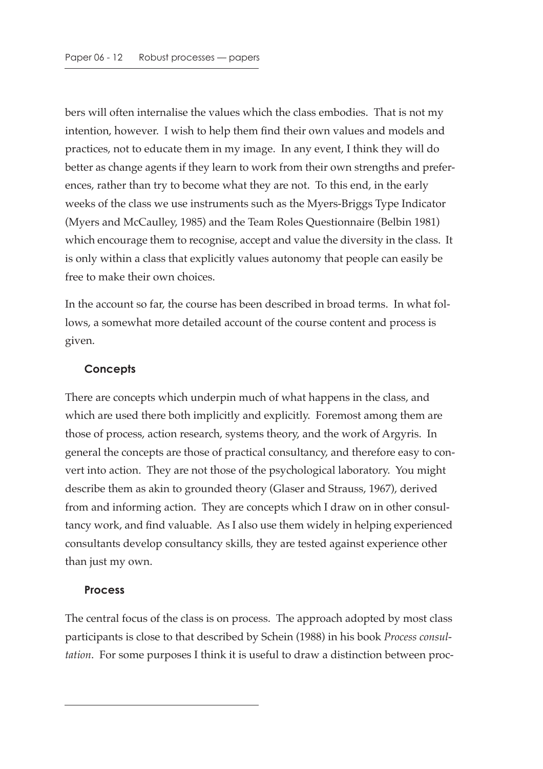bers will often internalise the values which the class embodies. That is not my intention, however. I wish to help them find their own values and models and practices, not to educate them in my image. In any event, I think they will do better as change agents if they learn to work from their own strengths and preferences, rather than try to become what they are not. To this end, in the early weeks of the class we use instruments such as the Myers-Briggs Type Indicator (Myers and McCaulley, 1985) and the Team Roles Questionnaire (Belbin 1981) which encourage them to recognise, accept and value the diversity in the class. It is only within a class that explicitly values autonomy that people can easily be free to make their own choices.

In the account so far, the course has been described in broad terms. In what follows, a somewhat more detailed account of the course content and process is given.

### Concepts

There are concepts which underpin much of what happens in the class, and which are used there both implicitly and explicitly. Foremost among them are those of process, action research, systems theory, and the work of Argyris. In general the concepts are those of practical consultancy, and therefore easy to convert into action. They are not those of the psychological laboratory. You might describe them as akin to grounded theory (Glaser and Strauss, 1967), derived from and informing action. They are concepts which I draw on in other consultancy work, and find valuable. As I also use them widely in helping experienced consultants develop consultancy skills, they are tested against experience other than just my own.

### Process

The central focus of the class is on process. The approach adopted by most class participants is close to that described by Schein (1988) in his book *Process consultation*. For some purposes I think it is useful to draw a distinction between proc-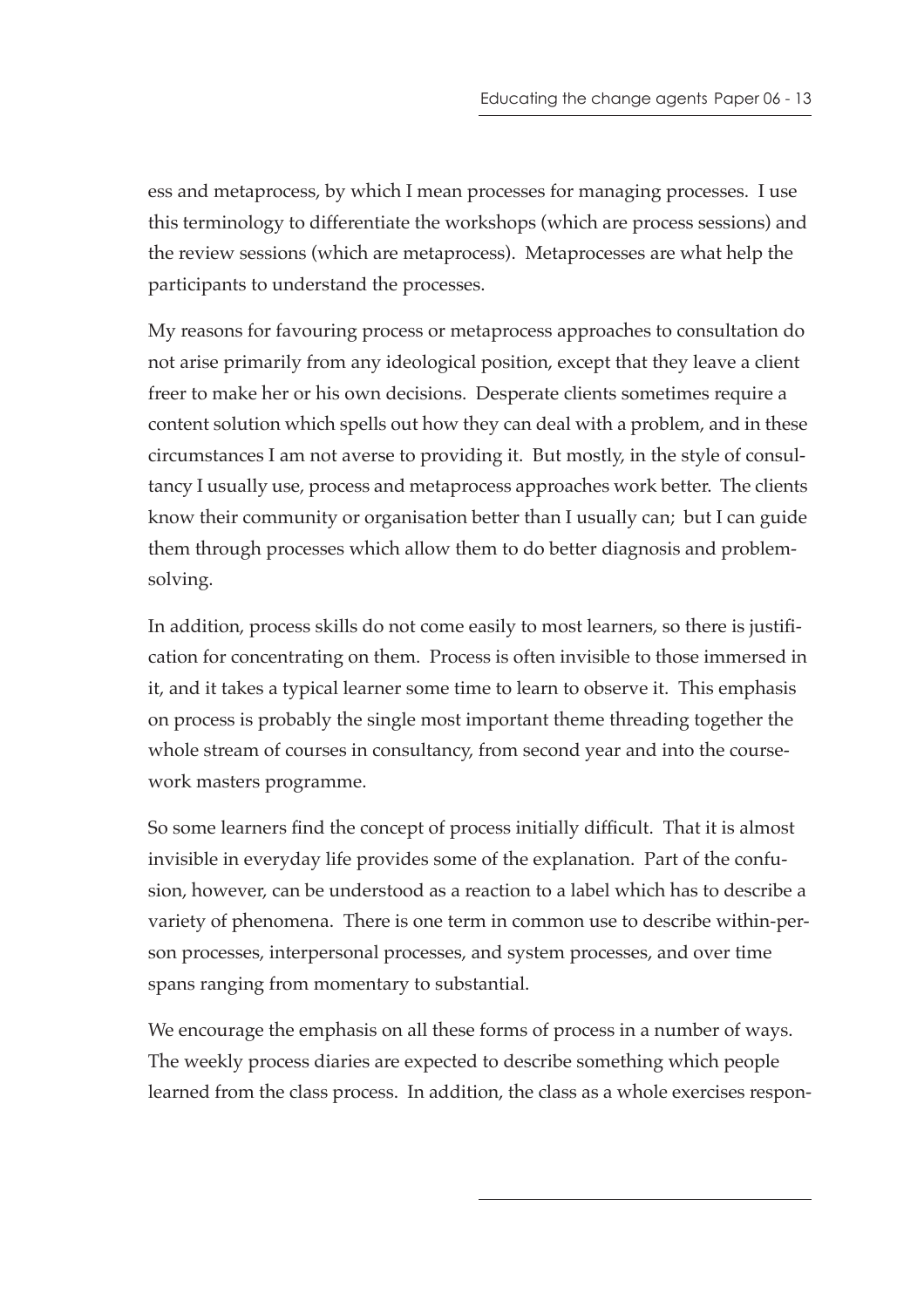ess and metaprocess, by which I mean processes for managing processes. I use this terminology to differentiate the workshops (which are process sessions) and the review sessions (which are metaprocess). Metaprocesses are what help the participants to understand the processes.

My reasons for favouring process or metaprocess approaches to consultation do not arise primarily from any ideological position, except that they leave a client freer to make her or his own decisions. Desperate clients sometimes require a content solution which spells out how they can deal with a problem, and in these circumstances I am not averse to providing it. But mostly, in the style of consultancy I usually use, process and metaprocess approaches work better. The clients know their community or organisation better than I usually can; but I can guide them through processes which allow them to do better diagnosis and problem-solving.

In addition, process skills do not come easily to most learners, so there is justification for concentrating on them. Process is often invisible to those immersed in it, and it takes a typical learner some time to learn to observe it. This emphasis on process is probably the single most important theme threading together the whole stream of courses in consultancy, from second year and into the coursework masters programme.

So some learners find the concept of process initially difficult. That it is almost invisible in everyday life provides some of the explanation. Part of the confusion, however, can be understood as a reaction to a label which has to describe a variety of phenomena. There is one term in common use to describe within-person processes, interpersonal processes, and system processes, and over time spans ranging from momentary to substantial.

We encourage the emphasis on all these forms of process in a number of ways. The weekly process diaries are expected to describe something which people learned from the class process. In addition, the class as a whole exercises respon-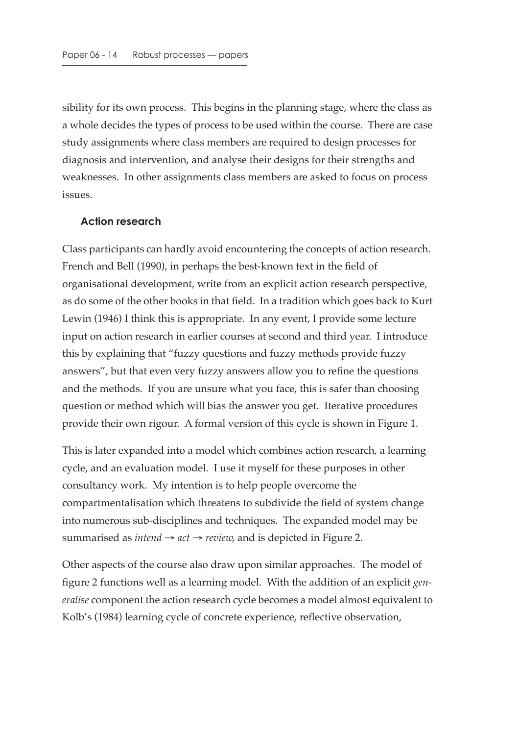sibility for its own process. This begins in the planning stage, where the class as a whole decides the types of process to be used within the course. There are case study assignments where class members are required to design processes for diagnosis and intervention, and analyse their designs for their strengths and weaknesses. In other assignments class members are asked to focus on process issues.

### Action research

Class participants can hardly avoid encountering the concepts of action research. French and Bell (1990), in perhaps the best-known text in the field of organisational development, write from an explicit action research perspective, as do some of the other books in that field. In a tradition which goes back to Kurt Lewin (1946) I think this is appropriate. In any event, I provide some lecture input on action research in earlier courses at second and third year. I introduce this by explaining that "fuzzy questions and fuzzy methods provide fuzzy answers", but that even very fuzzy answers allow you to refine the questions and the methods. If you are unsure what you face, this is safer than choosing question or method which will bias the answer you get. Iterative procedures provide their own rigour. A formal version of this cycle is shown in Figure 1.

This is later expanded into a model which combines action research, a learning cycle, and an evaluation model. I use it myself for these purposes in other consultancy work. My intention is to help people overcome the compartmentalisation which threatens to subdivide the field of system change into numerous sub-disciplines and techniques. The expanded model may be summarised as *intend → act → review*, and is depicted in Figure 2.

Other aspects of the course also draw upon similar approaches. The model of figure 2 functions well as a learning model. With the addition of an explicit *generalise* component the action research cycle becomes a model almost equivalent to Kolb's (1984) learning cycle of concrete experience, reflective observation,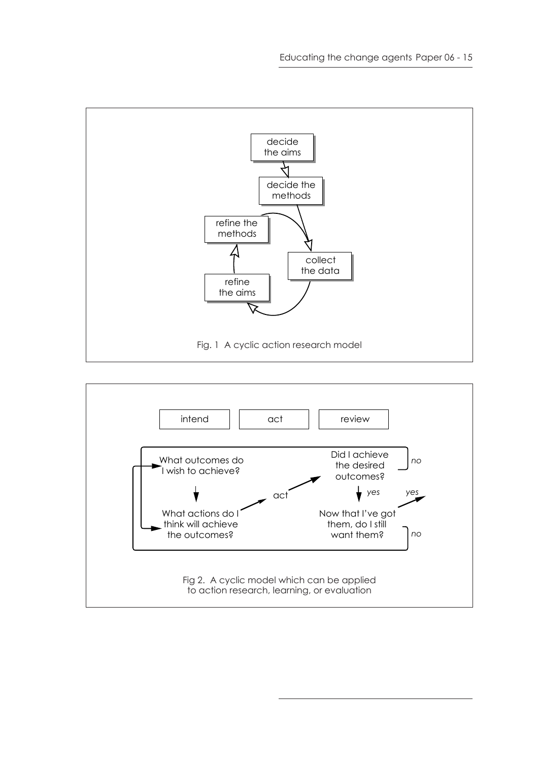decide the aims

decide the methods

collect the data

refine the aims

refine the methods

Fig. 1 A cyclic action research model

intend | act | review

What outcomes do I wish to achieve?

What actions do I think will achieve the outcomes?

act

Did I achieve the desired outcomes? *no* / *yes*

Now that I've got them, do I still want them? *yes* / *no*

Fig 2. A cyclic model which can be applied to action research, learning, or evaluation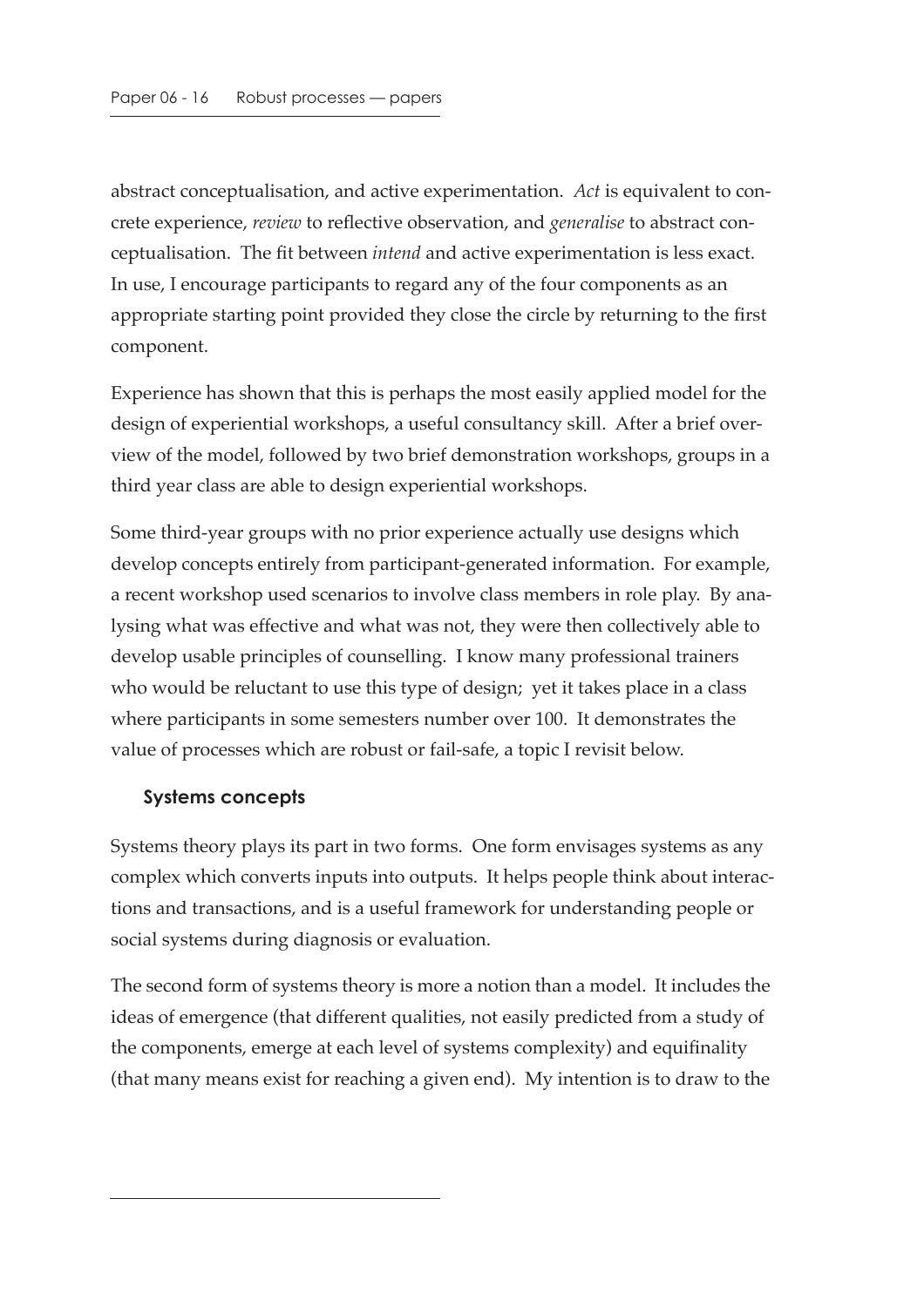abstract conceptualisation, and active experimentation. *Act* is equivalent to concrete experience, *review* to reflective observation, and *generalise* to abstract conceptualisation. The fit between *intend* and active experimentation is less exact. In use, I encourage participants to regard any of the four components as an appropriate starting point provided they close the circle by returning to the first component.

Experience has shown that this is perhaps the most easily applied model for the design of experiential workshops, a useful consultancy skill. After a brief overview of the model, followed by two brief demonstration workshops, groups in a third year class are able to design experiential workshops.

Some third-year groups with no prior experience actually use designs which develop concepts entirely from participant-generated information. For example, a recent workshop used scenarios to involve class members in role play. By analysing what was effective and what was not, they were then collectively able to develop usable principles of counselling. I know many professional trainers who would be reluctant to use this type of design; yet it takes place in a class where participants in some semesters number over 100. It demonstrates the value of processes which are robust or fail-safe, a topic I revisit below.

### Systems concepts

Systems theory plays its part in two forms. One form envisages systems as any complex which converts inputs into outputs. It helps people think about interactions and transactions, and is a useful framework for understanding people or social systems during diagnosis or evaluation.

The second form of systems theory is more a notion than a model. It includes the ideas of emergence (that different qualities, not easily predicted from a study of the components, emerge at each level of systems complexity) and equifinality (that many means exist for reaching a given end). My intention is to draw to the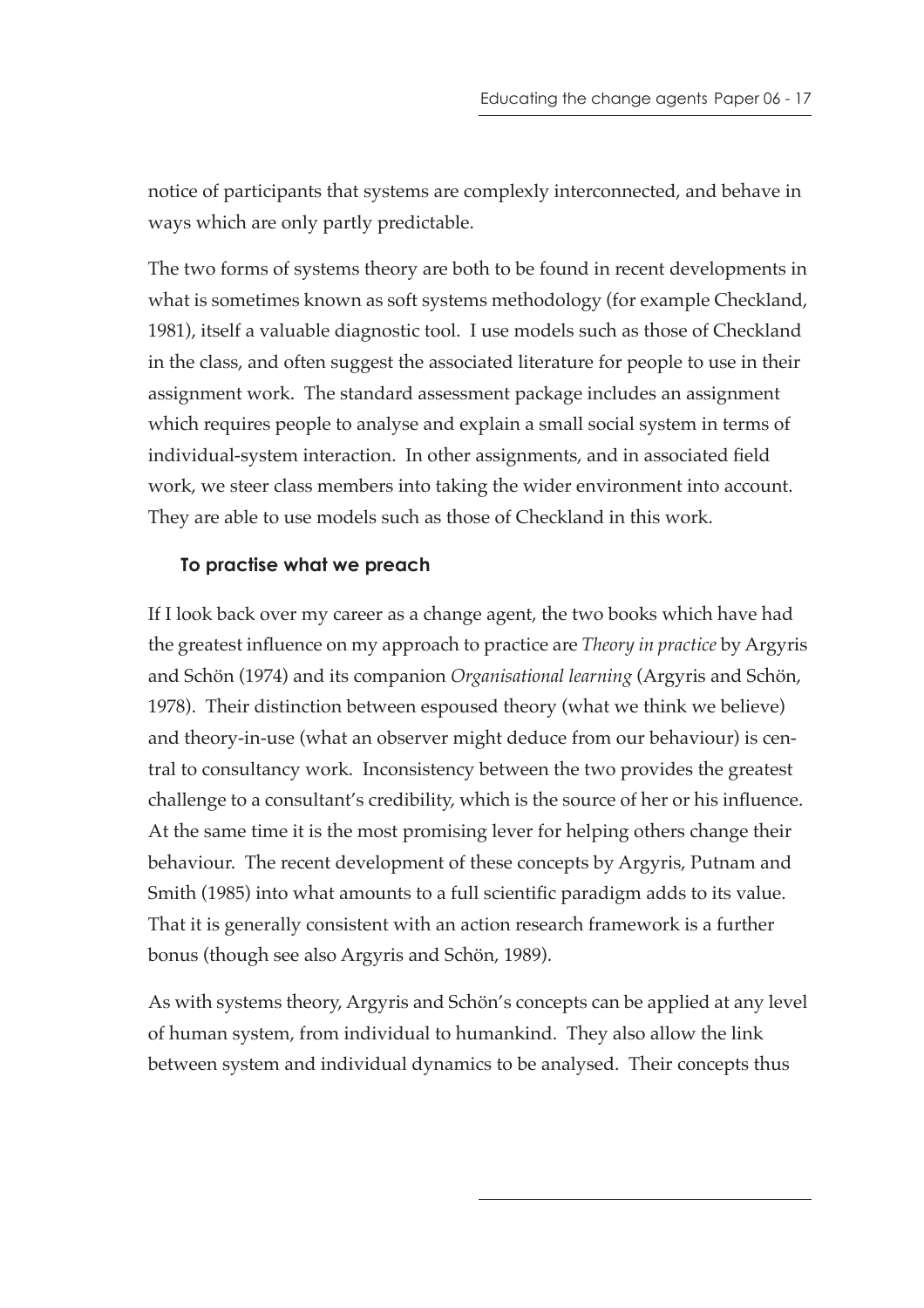notice of participants that systems are complexly interconnected, and behave in ways which are only partly predictable.

The two forms of systems theory are both to be found in recent developments in what is sometimes known as soft systems methodology (for example Checkland, 1981), itself a valuable diagnostic tool. I use models such as those of Checkland in the class, and often suggest the associated literature for people to use in their assignment work. The standard assessment package includes an assignment which requires people to analyse and explain a small social system in terms of individual-system interaction. In other assignments, and in associated field work, we steer class members into taking the wider environment into account. They are able to use models such as those of Checkland in this work.

### To practise what we preach

If I look back over my career as a change agent, the two books which have had the greatest influence on my approach to practice are *Theory in practice* by Argyris and Schön (1974) and its companion *Organisational learning* (Argyris and Schön, 1978). Their distinction between espoused theory (what we think we believe) and theory-in-use (what an observer might deduce from our behaviour) is central to consultancy work. Inconsistency between the two provides the greatest challenge to a consultant's credibility, which is the source of her or his influence. At the same time it is the most promising lever for helping others change their behaviour. The recent development of these concepts by Argyris, Putnam and Smith (1985) into what amounts to a full scientific paradigm adds to its value. That it is generally consistent with an action research framework is a further bonus (though see also Argyris and Schön, 1989).

As with systems theory, Argyris and Schön's concepts can be applied at any level of human system, from individual to humankind. They also allow the link between system and individual dynamics to be analysed. Their concepts thus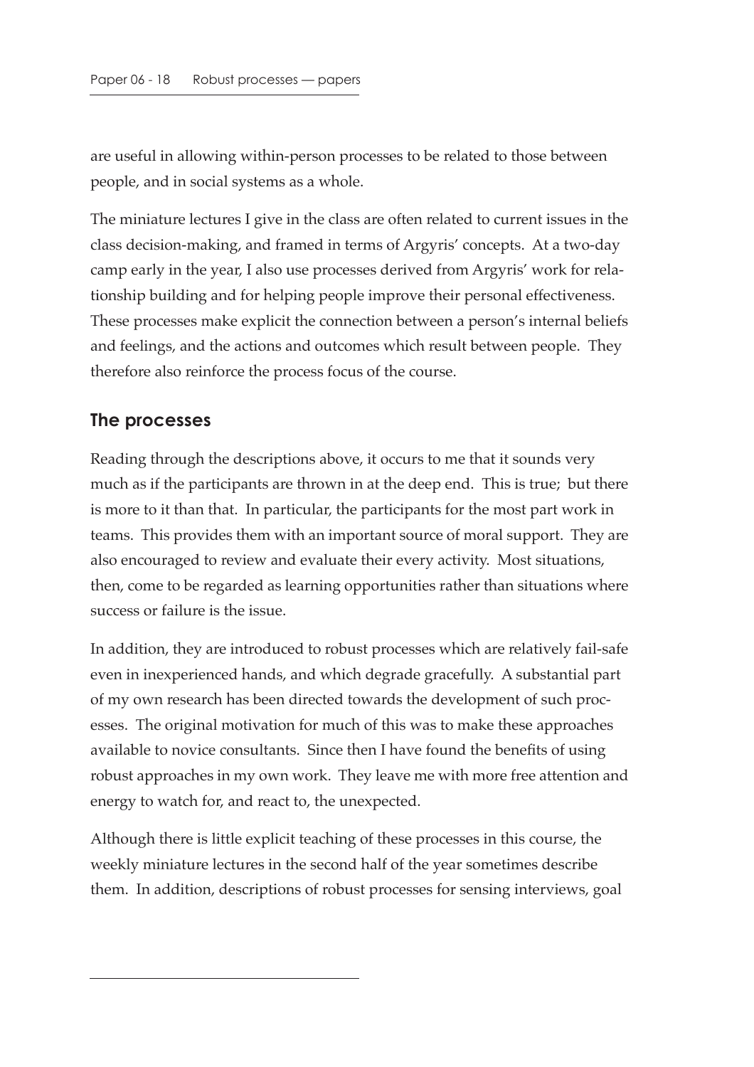are useful in allowing within-person processes to be related to those between people, and in social systems as a whole.

The miniature lectures I give in the class are often related to current issues in the class decision-making, and framed in terms of Argyris' concepts. At a two-day camp early in the year, I also use processes derived from Argyris' work for relationship building and for helping people improve their personal effectiveness. These processes make explicit the connection between a person's internal beliefs and feelings, and the actions and outcomes which result between people. They therefore also reinforce the process focus of the course.

## The processes

Reading through the descriptions above, it occurs to me that it sounds very much as if the participants are thrown in at the deep end. This is true; but there is more to it than that. In particular, the participants for the most part work in teams. This provides them with an important source of moral support. They are also encouraged to review and evaluate their every activity. Most situations, then, come to be regarded as learning opportunities rather than situations where success or failure is the issue.

In addition, they are introduced to robust processes which are relatively fail-safe even in inexperienced hands, and which degrade gracefully. A substantial part of my own research has been directed towards the development of such processes. The original motivation for much of this was to make these approaches available to novice consultants. Since then I have found the benefits of using robust approaches in my own work. They leave me with more free attention and energy to watch for, and react to, the unexpected.

Although there is little explicit teaching of these processes in this course, the weekly miniature lectures in the second half of the year sometimes describe them. In addition, descriptions of robust processes for sensing interviews, goal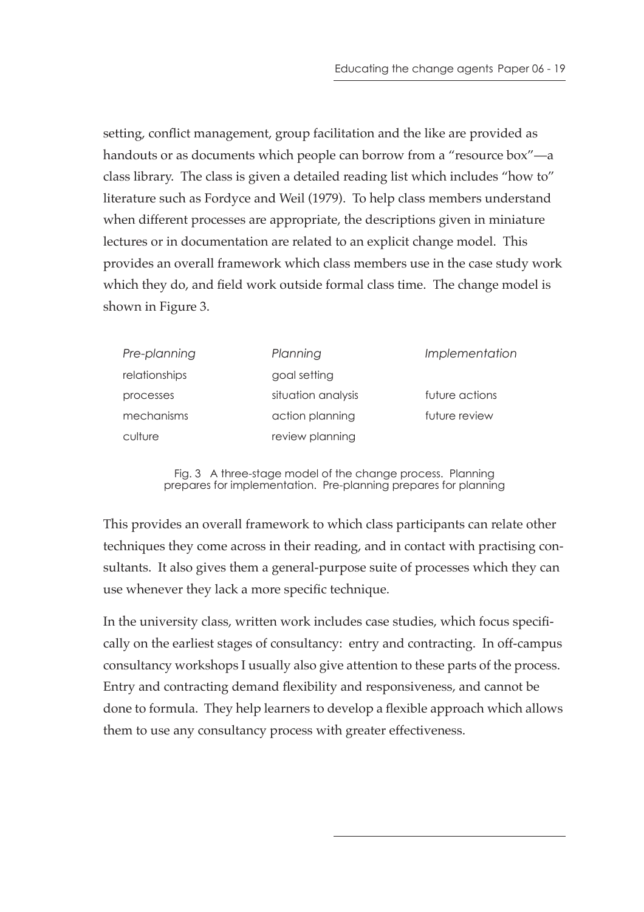setting, conflict management, group facilitation and the like are provided as handouts or as documents which people can borrow from a "resource box"—a class library. The class is given a detailed reading list which includes "how to" literature such as Fordyce and Weil (1979). To help class members understand when different processes are appropriate, the descriptions given in miniature lectures or in documentation are related to an explicit change model. This provides an overall framework which class members use in the case study work which they do, and field work outside formal class time. The change model is shown in Figure 3.

| *Pre-planning* | *Planning* | *Implementation* |
|---|---|---|
| relationships | goal setting | |
| processes | situation analysis | future actions |
| mechanisms | action planning | future review |
| culture | review planning | |

Fig. 3 A three-stage model of the change process. Planning prepares for implementation. Pre-planning prepares for planning

This provides an overall framework to which class participants can relate other techniques they come across in their reading, and in contact with practising consultants. It also gives them a general-purpose suite of processes which they can use whenever they lack a more specific technique.

In the university class, written work includes case studies, which focus specifically on the earliest stages of consultancy: entry and contracting. In off-campus consultancy workshops I usually also give attention to these parts of the process. Entry and contracting demand flexibility and responsiveness, and cannot be done to formula. They help learners to develop a flexible approach which allows them to use any consultancy process with greater effectiveness.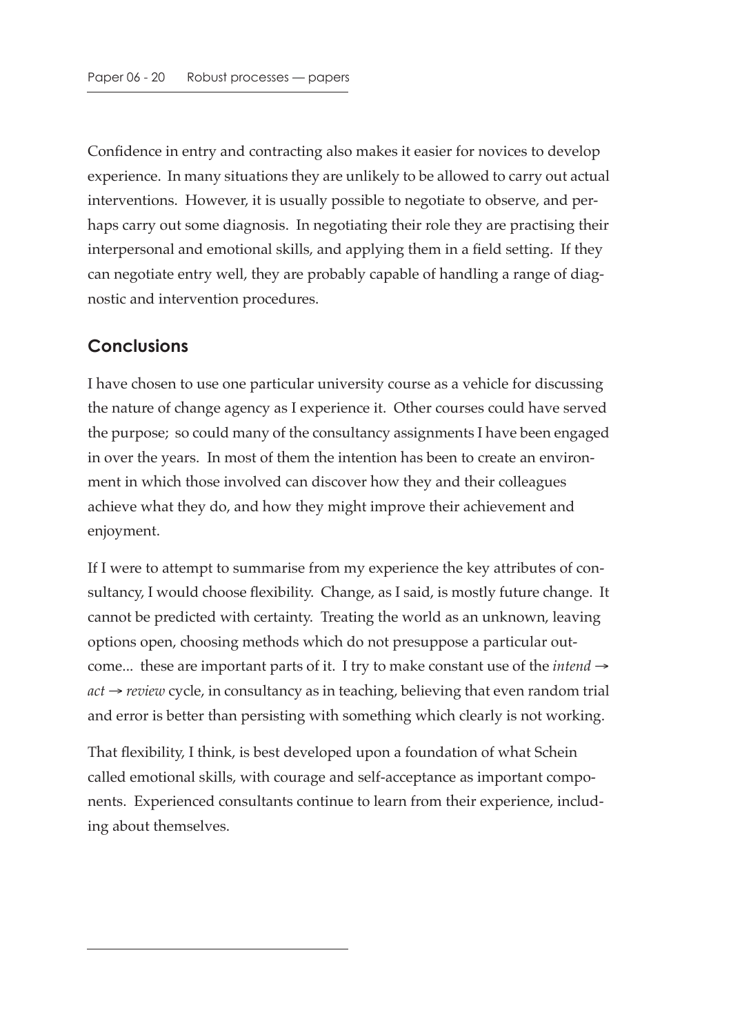Confidence in entry and contracting also makes it easier for novices to develop experience. In many situations they are unlikely to be allowed to carry out actual interventions. However, it is usually possible to negotiate to observe, and perhaps carry out some diagnosis. In negotiating their role they are practising their interpersonal and emotional skills, and applying them in a field setting. If they can negotiate entry well, they are probably capable of handling a range of diagnostic and intervention procedures.

## Conclusions

I have chosen to use one particular university course as a vehicle for discussing the nature of change agency as I experience it. Other courses could have served the purpose; so could many of the consultancy assignments I have been engaged in over the years. In most of them the intention has been to create an environment in which those involved can discover how they and their colleagues achieve what they do, and how they might improve their achievement and enjoyment.

If I were to attempt to summarise from my experience the key attributes of consultancy, I would choose flexibility. Change, as I said, is mostly future change. It cannot be predicted with certainty. Treating the world as an unknown, leaving options open, choosing methods which do not presuppose a particular outcome... these are important parts of it. I try to make constant use of the *intend → act → review* cycle, in consultancy as in teaching, believing that even random trial and error is better than persisting with something which clearly is not working.

That flexibility, I think, is best developed upon a foundation of what Schein called emotional skills, with courage and self-acceptance as important components. Experienced consultants continue to learn from their experience, including about themselves.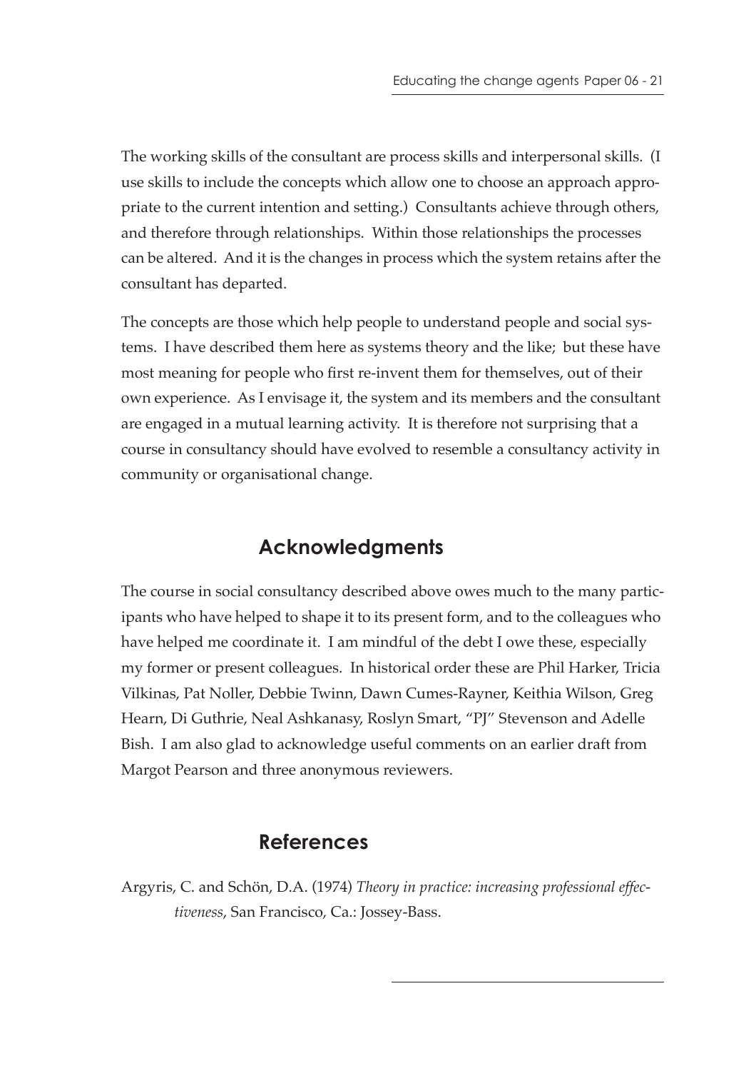The working skills of the consultant are process skills and interpersonal skills. (I use skills to include the concepts which allow one to choose an approach appropriate to the current intention and setting.) Consultants achieve through others, and therefore through relationships. Within those relationships the processes can be altered. And it is the changes in process which the system retains after the consultant has departed.

The concepts are those which help people to understand people and social systems. I have described them here as systems theory and the like; but these have most meaning for people who first re-invent them for themselves, out of their own experience. As I envisage it, the system and its members and the consultant are engaged in a mutual learning activity. It is therefore not surprising that a course in consultancy should have evolved to resemble a consultancy activity in community or organisational change.

## Acknowledgments

The course in social consultancy described above owes much to the many participants who have helped to shape it to its present form, and to the colleagues who have helped me coordinate it. I am mindful of the debt I owe these, especially my former or present colleagues. In historical order these are Phil Harker, Tricia Vilkinas, Pat Noller, Debbie Twinn, Dawn Cumes-Rayner, Keithia Wilson, Greg Hearn, Di Guthrie, Neal Ashkanasy, Roslyn Smart, "PJ" Stevenson and Adelle Bish. I am also glad to acknowledge useful comments on an earlier draft from Margot Pearson and three anonymous reviewers.

## References

Argyris, C. and Schön, D.A. (1974) *Theory in practice: increasing professional effectiveness*, San Francisco, Ca.: Jossey-Bass.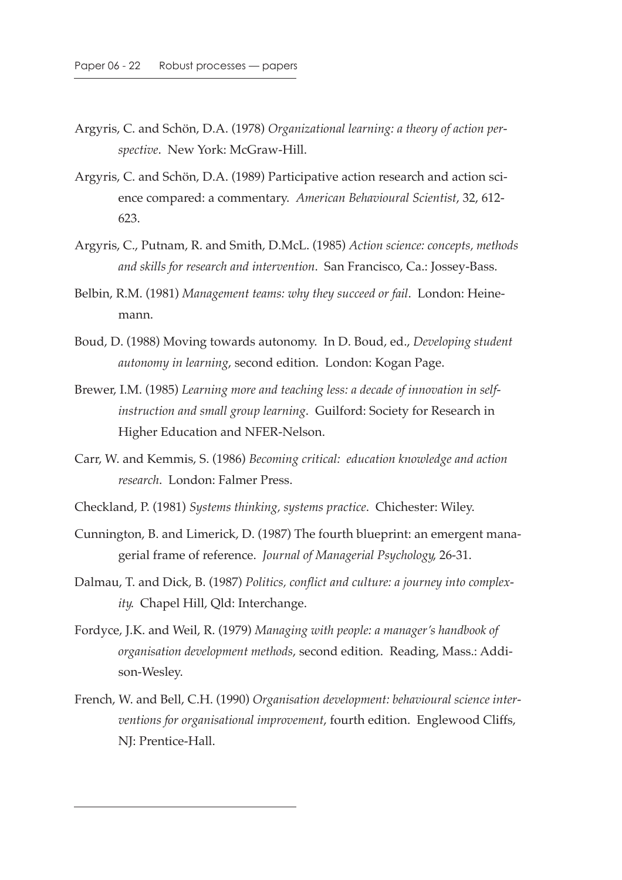Argyris, C. and Schön, D.A. (1978) *Organizational learning: a theory of action perspective*. New York: McGraw-Hill.

Argyris, C. and Schön, D.A. (1989) Participative action research and action science compared: a commentary. *American Behavioural Scientist*, 32, 612-623.

Argyris, C., Putnam, R. and Smith, D.McL. (1985) *Action science: concepts, methods and skills for research and intervention*. San Francisco, Ca.: Jossey-Bass.

Belbin, R.M. (1981) *Management teams: why they succeed or fail*. London: Heinemann.

Boud, D. (1988) Moving towards autonomy. In D. Boud, ed., *Developing student autonomy in learning*, second edition. London: Kogan Page.

Brewer, I.M. (1985) *Learning more and teaching less: a decade of innovation in self-instruction and small group learning*. Guilford: Society for Research in Higher Education and NFER-Nelson.

Carr, W. and Kemmis, S. (1986) *Becoming critical: education knowledge and action research*. London: Falmer Press.

Checkland, P. (1981) *Systems thinking, systems practice*. Chichester: Wiley.

Cunnington, B. and Limerick, D. (1987) The fourth blueprint: an emergent managerial frame of reference. *Journal of Managerial Psychology*, 26-31.

Dalmau, T. and Dick, B. (1987) *Politics, conflict and culture: a journey into complexity*. Chapel Hill, Qld: Interchange.

Fordyce, J.K. and Weil, R. (1979) *Managing with people: a manager's handbook of organisation development methods*, second edition. Reading, Mass.: Addison-Wesley.

French, W. and Bell, C.H. (1990) *Organisation development: behavioural science interventions for organisational improvement*, fourth edition. Englewood Cliffs, NJ: Prentice-Hall.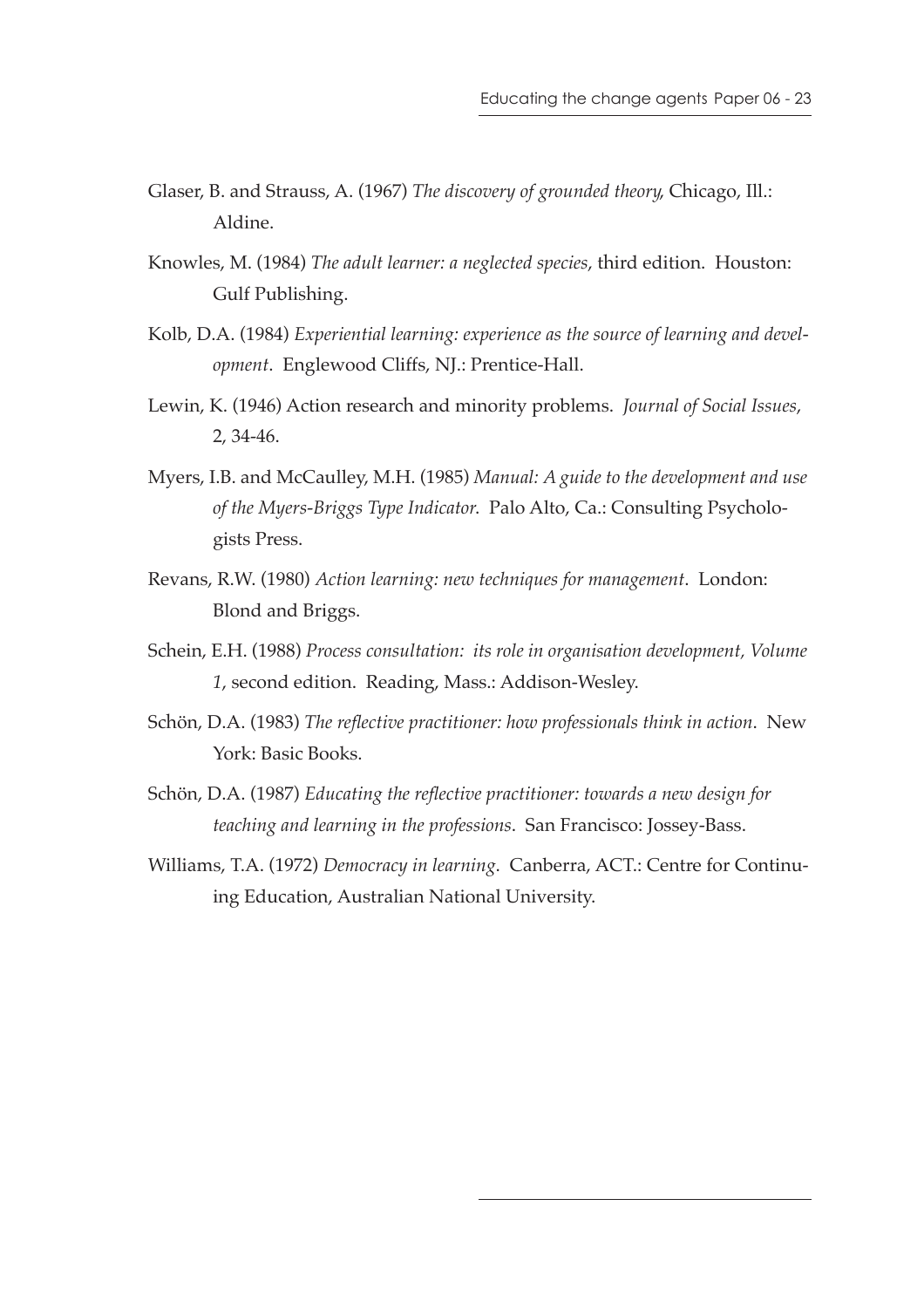Glaser, B. and Strauss, A. (1967) *The discovery of grounded theory*, Chicago, Ill.: Aldine.

Knowles, M. (1984) *The adult learner: a neglected species*, third edition. Houston: Gulf Publishing.

Kolb, D.A. (1984) *Experiential learning: experience as the source of learning and development*. Englewood Cliffs, NJ.: Prentice-Hall.

Lewin, K. (1946) Action research and minority problems. *Journal of Social Issues*, 2, 34-46.

Myers, I.B. and McCaulley, M.H. (1985) *Manual: A guide to the development and use of the Myers-Briggs Type Indicator*. Palo Alto, Ca.: Consulting Psychologists Press.

Revans, R.W. (1980) *Action learning: new techniques for management*. London: Blond and Briggs.

Schein, E.H. (1988) *Process consultation: its role in organisation development, Volume 1*, second edition. Reading, Mass.: Addison-Wesley.

Schön, D.A. (1983) *The reflective practitioner: how professionals think in action*. New York: Basic Books.

Schön, D.A. (1987) *Educating the reflective practitioner: towards a new design for teaching and learning in the professions*. San Francisco: Jossey-Bass.

Williams, T.A. (1972) *Democracy in learning*. Canberra, ACT.: Centre for Continuing Education, Australian National University.